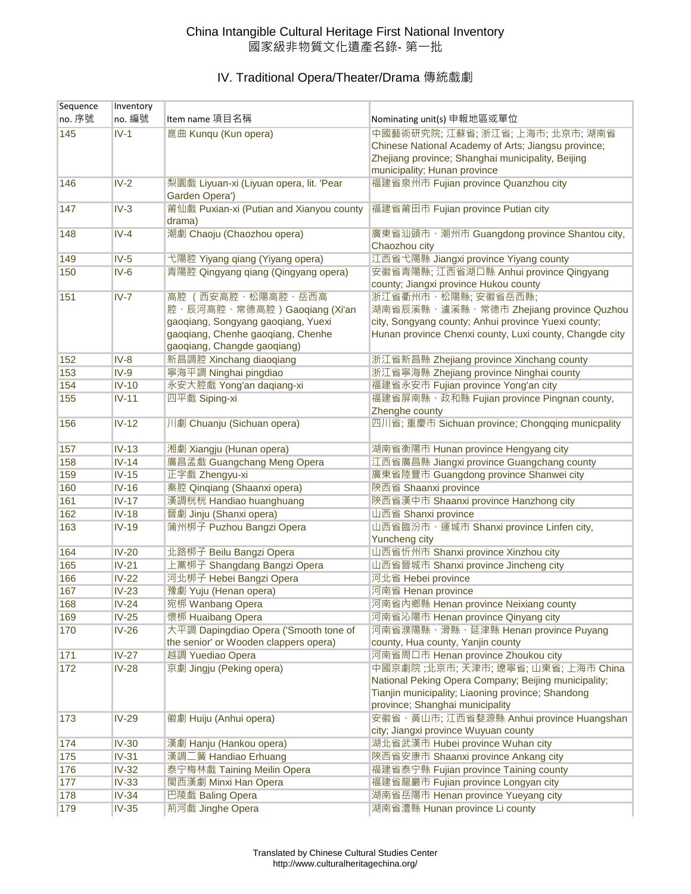# China Intangible Cultural Heritage First National Inventory
# 國家級非物質文化遺產名錄- 第一批

## IV. Traditional Opera/Theater/Drama 傳統戲劇

| Sequence no. 序號 | Inventory no. 編號 | Item name 項目名稱 | Nominating unit(s) 申報地區或單位 |
|---|---|---|---|
| 145 | IV-1 | 崑曲 Kunqu (Kun opera) | 中國藝術研究院; 江蘇省; 浙江省; 上海市; 北京市; 湖南省 Chinese National Academy of Arts; Jiangsu province; Zhejiang province; Shanghai municipality, Beijing municipality; Hunan province |
| 146 | IV-2 | 梨園戲 Liyuan-xi (Liyuan opera, lit. 'Pear Garden Opera') | 福建省泉州市 Fujian province Quanzhou city |
| 147 | IV-3 | 莆仙戲 Puxian-xi (Putian and Xianyou county drama) | 福建省莆田市 Fujian province Putian city |
| 148 | IV-4 | 潮劇 Chaoju (Chaozhou opera) | 廣東省汕頭市、潮州市 Guangdong province Shantou city, Chaozhou city |
| 149 | IV-5 | 弋陽腔 Yiyang qiang (Yiyang opera) | 江西省弋陽縣 Jiangxi province Yiyang county |
| 150 | IV-6 | 青陽腔 Qingyang qiang (Qingyang opera) | 安徽省青陽縣; 江西省湖口縣 Anhui province Qingyang county; Jiangxi province Hukou county |
| 151 | IV-7 | 高腔（西安高腔、松陽高腔、岳西高腔、辰河高腔、常德高腔）Gaoqiang (Xi'an gaoqiang, Songyang gaoqiang, Yuexi gaoqiang, Chenhe gaoqiang, Chenhe gaoqiang, Changde gaoqiang) | 浙江省衢州市、松陽縣; 安徽省岳西縣; 湖南省辰溪縣、瀘溪縣、常德市 Zhejiang province Quzhou city, Songyang county; Anhui province Yuexi county; Hunan province Chenxi county, Luxi county, Changde city |
| 152 | IV-8 | 新昌調腔 Xinchang diaoqiang | 浙江省新昌縣 Zhejiang province Xinchang county |
| 153 | IV-9 | 寧海平調 Ninghai pingdiao | 浙江省寧海縣 Zhejiang province Ninghai county |
| 154 | IV-10 | 永安大腔戲 Yong'an daqiang-xi | 福建省永安市 Fujian province Yong'an city |
| 155 | IV-11 | 四平戲 Siping-xi | 福建省屏南縣、政和縣 Fujian province Pingnan county, Zhenghe county |
| 156 | IV-12 | 川劇 Chuanju (Sichuan opera) | 四川省; 重慶市 Sichuan province; Chongqing municpality |
| 157 | IV-13 | 湘劇 Xiangju (Hunan opera) | 湖南省衡陽市 Hunan province Hengyang city |
| 158 | IV-14 | 廣昌孟戲 Guangchang Meng Opera | 江西省廣昌縣 Jiangxi province Guangchang county |
| 159 | IV-15 | 正字戲 Zhengyu-xi | 廣東省陸豐市 Guangdong province Shanwei city |
| 160 | IV-16 | 秦腔 Qinqiang (Shaanxi opera) | 陝西省 Shaanxi province |
| 161 | IV-17 | 漢調桄桄 Handiao huanghuang | 陝西省漢中市 Shaanxi province Hanzhong city |
| 162 | IV-18 | 晉劇 Jinju (Shanxi opera) | 山西省 Shanxi province |
| 163 | IV-19 | 蒲州梆子 Puzhou Bangzi Opera | 山西省臨汾市、運城市 Shanxi province Linfen city, Yuncheng city |
| 164 | IV-20 | 北路梆子 Beilu Bangzi Opera | 山西省忻州市 Shanxi province Xinzhou city |
| 165 | IV-21 | 上黨梆子 Shangdang Bangzi Opera | 山西省晉城市 Shanxi province Jincheng city |
| 166 | IV-22 | 河北梆子 Hebei Bangzi Opera | 河北省 Hebei province |
| 167 | IV-23 | 豫劇 Yuju (Henan opera) | 河南省 Henan province |
| 168 | IV-24 | 宛梆 Wanbang Opera | 河南省內鄉縣 Henan province Neixiang county |
| 169 | IV-25 | 懷梆 Huaibang Opera | 河南省沁陽市 Henan province Qinyang city |
| 170 | IV-26 | 大平調 Dapingdiao Opera ('Smooth tone of the senior' or Wooden clappers opera) | 河南省濮陽縣、滑縣、延津縣 Henan province Puyang county, Hua county, Yanjin county |
| 171 | IV-27 | 越調 Yuediao Opera | 河南省周口市 Henan province Zhoukou city |
| 172 | IV-28 | 京劇 Jingju (Peking opera) | 中國京劇院 ;北京市; 天津市; 遼寧省; 山東省; 上海市 China National Peking Opera Company; Beijing municipality; Tianjin municipality; Liaoning province; Shandong province; Shanghai municipality |
| 173 | IV-29 | 徽劇 Huiju (Anhui opera) | 安徽省、黃山市; 江西省婺源縣 Anhui province Huangshan city; Jiangxi province Wuyuan county |
| 174 | IV-30 | 漢劇 Hanju (Hankou opera) | 湖北省武漢市 Hubei province Wuhan city |
| 175 | IV-31 | 漢調二簧 Handiao Erhuang | 陝西省安康市 Shaanxi province Ankang city |
| 176 | IV-32 | 泰宁梅林戲 Taining Meilin Opera | 福建省泰宁縣 Fujian province Taining county |
| 177 | IV-33 | 閩西漢劇 Minxi Han Opera | 福建省龍巖市 Fujian province Longyan city |
| 178 | IV-34 | 巴陵戲 Baling Opera | 湖南省岳陽市 Henan province Yueyang city |
| 179 | IV-35 | 荊河戲 Jinghe Opera | 湖南省澧縣 Hunan province Li county |

Translated by Chinese Cultural Studies Center
http://www.culturalheritagechina.org/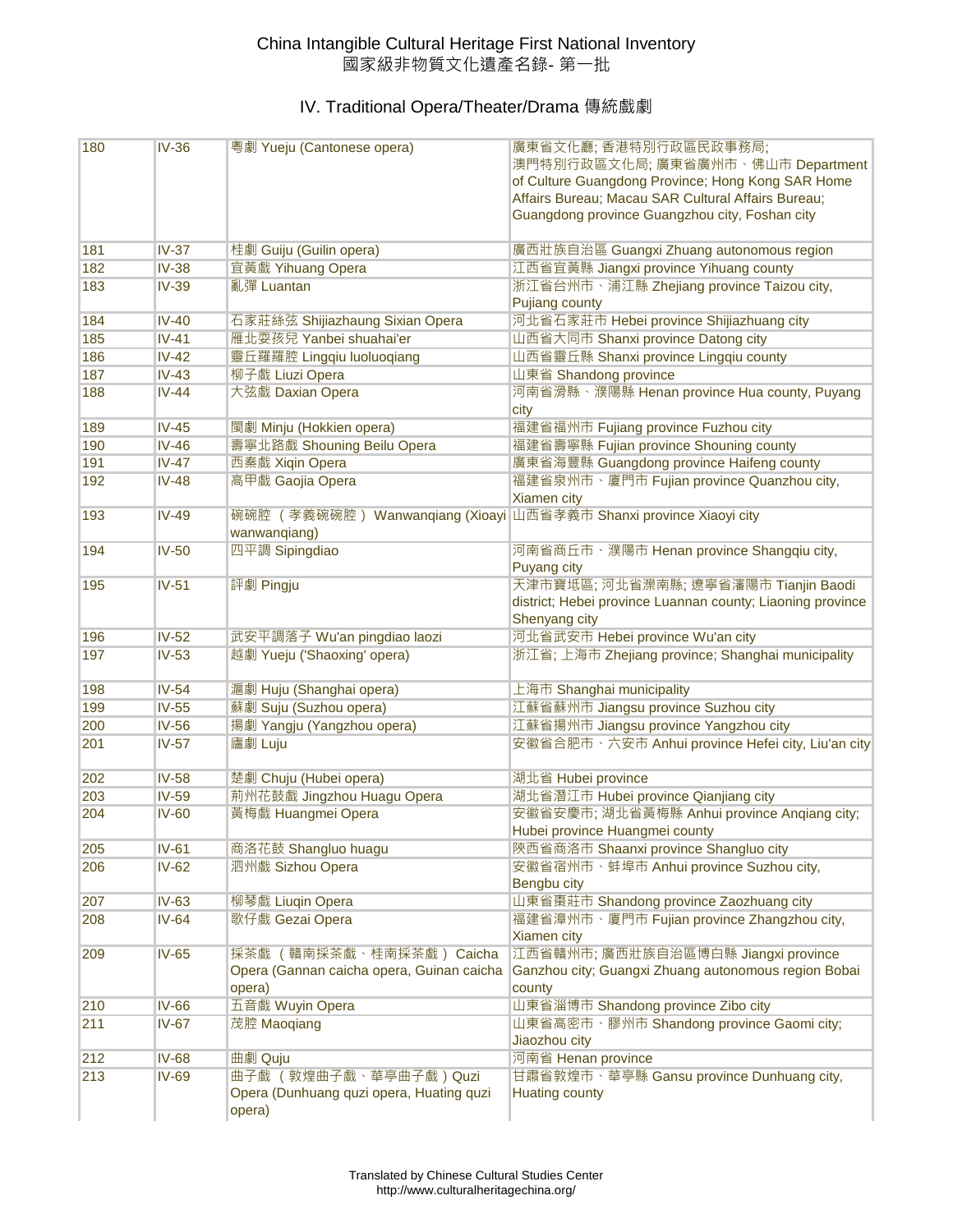# China Intangible Cultural Heritage First National Inventory
# 國家級非物質文化遺產名錄- 第一批

## IV. Traditional Opera/Theater/Drama 傳統戲劇

| | | | |
|---|---|---|---|
| 180 | IV-36 | 粵劇 Yueju (Cantonese opera) | 廣東省文化廳; 香港特別行政區民政事務局; 澳門特別行政區文化局; 廣東省廣州市、佛山市 Department of Culture Guangdong Province; Hong Kong SAR Home Affairs Bureau; Macau SAR Cultural Affairs Bureau; Guangdong province Guangzhou city, Foshan city |
| 181 | IV-37 | 桂劇 Guiju (Guilin opera) | 廣西壯族自治區 Guangxi Zhuang autonomous region |
| 182 | IV-38 | 宜黃戲 Yihuang Opera | 江西省宜黃縣 Jiangxi province Yihuang county |
| 183 | IV-39 | 亂彈 Luantan | 浙江省台州市、浦江縣 Zhejiang province Taizou city, Pujiang county |
| 184 | IV-40 | 石家莊絲弦 Shijiazhaung Sixian Opera | 河北省石家莊市 Hebei province Shijiazhuang city |
| 185 | IV-41 | 雁北耍孩兒 Yanbei shuahai'er | 山西省大同市 Shanxi province Datong city |
| 186 | IV-42 | 靈丘羅羅腔 Lingqiu luoluoqiang | 山西省靈丘縣 Shanxi province Lingqiu county |
| 187 | IV-43 | 柳子戲 Liuzi Opera | 山東省 Shandong province |
| 188 | IV-44 | 大弦戲 Daxian Opera | 河南省滑縣、濮陽縣 Henan province Hua county, Puyang city |
| 189 | IV-45 | 閩劇 Minju (Hokkien opera) | 福建省福州市 Fujiang province Fuzhou city |
| 190 | IV-46 | 壽寧北路戲 Shouning Beilu Opera | 福建省壽寧縣 Fujian province Shouning county |
| 191 | IV-47 | 西秦戲 Xiqin Opera | 廣東省海豐縣 Guangdong province Haifeng county |
| 192 | IV-48 | 高甲戲 Gaojia Opera | 福建省泉州市、廈門市 Fujian province Quanzhou city, Xiamen city |
| 193 | IV-49 | 碗碗腔（孝義碗碗腔）Wanwanqiang (Xioayi wanwanqiang) | 山西省孝義市 Shanxi province Xiaoyi city |
| 194 | IV-50 | 四平調 Sipingdiao | 河南省商丘市、濮陽市 Henan province Shangqiu city, Puyang city |
| 195 | IV-51 | 評劇 Pingju | 天津市寶坻區; 河北省灤南縣; 遼寧省瀋陽市 Tianjin Baodi district; Hebei province Luannan county; Liaoning province Shenyang city |
| 196 | IV-52 | 武安平調落子 Wu'an pingdiao laozi | 河北省武安市 Hebei province Wu'an city |
| 197 | IV-53 | 越劇 Yueju ('Shaoxing' opera) | 浙江省; 上海市 Zhejiang province; Shanghai municipality |
| 198 | IV-54 | 滬劇 Huju (Shanghai opera) | 上海市 Shanghai municipality |
| 199 | IV-55 | 蘇劇 Suju (Suzhou opera) | 江蘇省蘇州市 Jiangsu province Suzhou city |
| 200 | IV-56 | 揚劇 Yangju (Yangzhou opera) | 江蘇省揚州市 Jiangsu province Yangzhou city |
| 201 | IV-57 | 廬劇 Luju | 安徽省合肥市、六安市 Anhui province Hefei city, Liu'an city |
| 202 | IV-58 | 楚劇 Chuju (Hubei opera) | 湖北省 Hubei province |
| 203 | IV-59 | 荊州花鼓戲 Jingzhou Huagu Opera | 湖北省潛江市 Hubei province Qianjiang city |
| 204 | IV-60 | 黃梅戲 Huangmei Opera | 安徽省安慶市; 湖北省黃梅縣 Anhui province Anqiang city; Hubei province Huangmei county |
| 205 | IV-61 | 商洛花鼓 Shangluo huagu | 陝西省商洛市 Shaanxi province Shangluo city |
| 206 | IV-62 | 泗州戲 Sizhou Opera | 安徽省宿州市、蚌埠市 Anhui province Suzhou city, Bengbu city |
| 207 | IV-63 | 柳琴戲 Liuqin Opera | 山東省棗莊市 Shandong province Zaozhuang city |
| 208 | IV-64 | 歌仔戲 Gezai Opera | 福建省漳州市、廈門市 Fujian province Zhangzhou city, Xiamen city |
| 209 | IV-65 | 採茶戲（贛南採茶戲、桂南採茶戲）Caicha Opera (Gannan caicha opera, Guinan caicha opera) | 江西省贛州市; 廣西壯族自治區博白縣 Jiangxi province Ganzhou city; Guangxi Zhuang autonomous region Bobai county |
| 210 | IV-66 | 五音戲 Wuyin Opera | 山東省淄博市 Shandong province Zibo city |
| 211 | IV-67 | 茂腔 Maoqiang | 山東省高密市、膠州市 Shandong province Gaomi city; Jiaozhou city |
| 212 | IV-68 | 曲劇 Quju | 河南省 Henan province |
| 213 | IV-69 | 曲子戲（敦煌曲子戲、華亭曲子戲）Quzi Opera (Dunhuang quzi opera, Huating quzi opera) | 甘肅省敦煌市、華亭縣 Gansu province Dunhuang city, Huating county |

Translated by Chinese Cultural Studies Center
http://www.culturalheritagechina.org/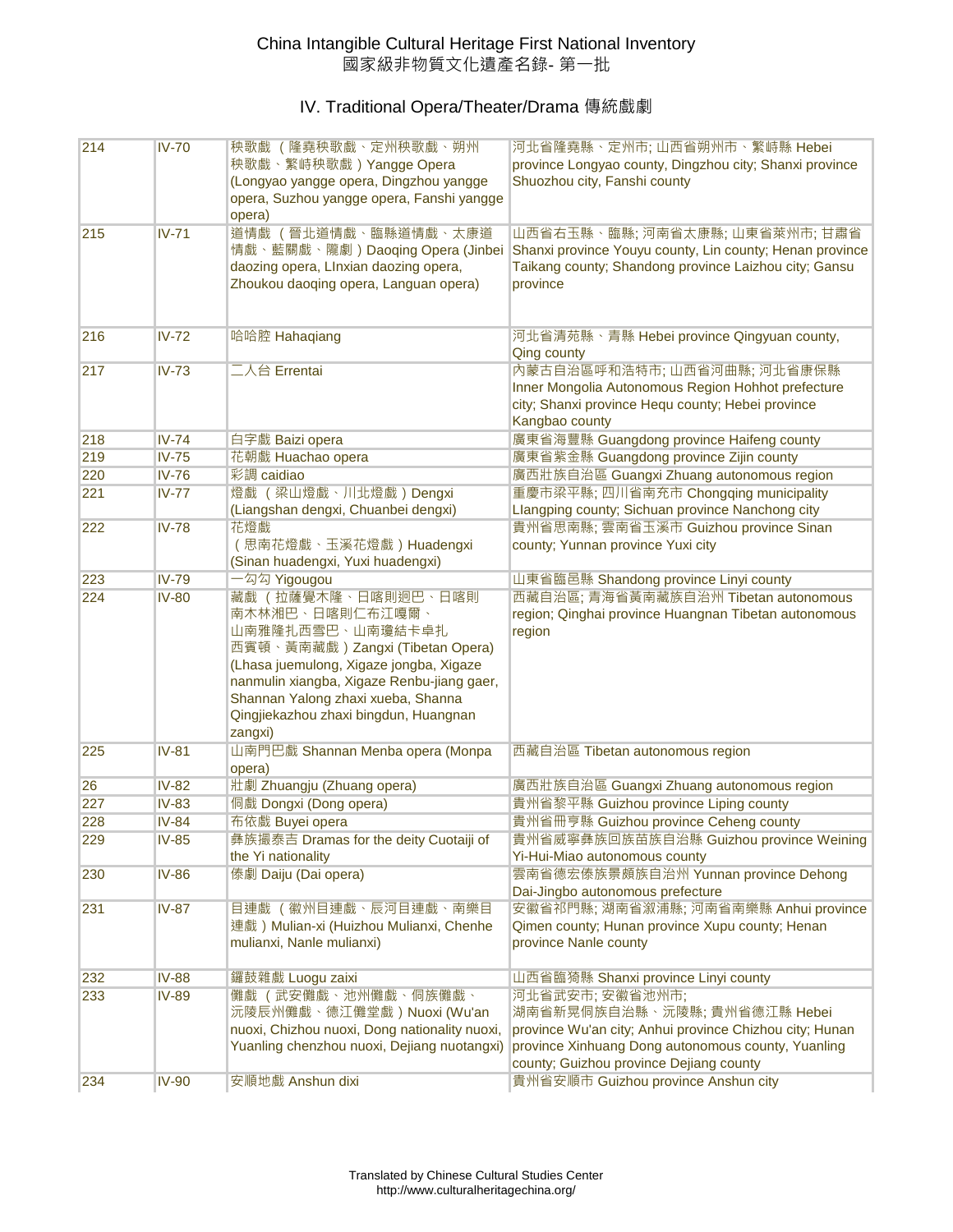# China Intangible Cultural Heritage First National Inventory
# 國家級非物質文化遺產名錄- 第一批

## IV. Traditional Opera/Theater/Drama 傳統戲劇

| | | | |
|---|---|---|---|
| 214 | IV-70 | 秧歌戲 （隆堯秧歌戲、定州秧歌戲、朔州秧歌戲、繁峙秧歌戲）Yangge Opera (Longyao yangge opera, Dingzhou yangge opera, Suzhou yangge opera, Fanshi yangge opera) | 河北省隆堯縣、定州市; 山西省朔州市、繁峙縣 Hebei province Longyao county, Dingzhou city; Shanxi province Shuozhou city, Fanshi county |
| 215 | IV-71 | 道情戲 （晉北道情戲、臨縣道情戲、太康道情戲、藍關戲、隴劇）Daoqing Opera (Jinbei daozing opera, LInxian daozing opera, Zhoukou daoqing opera, Languan opera) | 山西省右玉縣、臨縣; 河南省太康縣; 山東省萊州市; 甘肅省 Shanxi province Youyu county, Lin county; Henan province Taikang county; Shandong province Laizhou city; Gansu province |
| 216 | IV-72 | 哈哈腔 Hahaqiang | 河北省清苑縣、青縣 Hebei province Qingyuan county, Qing county |
| 217 | IV-73 | 二人台 Errentai | 內蒙古自治區呼和浩特市; 山西省河曲縣; 河北省康保縣 Inner Mongolia Autonomous Region Hohhot prefecture city; Shanxi province Hequ county; Hebei province Kangbao county |
| 218 | IV-74 | 白字戲 Baizi opera | 廣東省海豐縣 Guangdong province Haifeng county |
| 219 | IV-75 | 花朝戲 Huachao opera | 廣東省紫金縣 Guangdong province Zijin county |
| 220 | IV-76 | 彩調 caidiao | 廣西壯族自治區 Guangxi Zhuang autonomous region |
| 221 | IV-77 | 燈戲 （梁山燈戲、川北燈戲）Dengxi (Liangshan dengxi, Chuanbei dengxi) | 重慶市梁平縣; 四川省南充市 Chongqing municipality LIangping county; Sichuan province Nanchong city |
| 222 | IV-78 | 花燈戲（思南花燈戲、玉溪花燈戲）Huadengxi (Sinan huadengxi, Yuxi huadengxi) | 貴州省思南縣; 雲南省玉溪市 Guizhou province Sinan county; Yunnan province Yuxi city |
| 223 | IV-79 | 一勾勾 Yigougou | 山東省臨邑縣 Shandong province Linyi county |
| 224 | IV-80 | 藏戲 （拉薩覺木隆、日喀則迥巴、日喀則南木林湘巴、日喀則仁布江嘎爾、山南雅隆扎西雪巴、山南瓊結卡卓扎西賓頓、黃南藏戲）Zangxi (Tibetan Opera) (Lhasa juemulong, Xigaze jongba, Xigaze nanmulin xiangba, Xigaze Renbu-jiang gaer, Shannan Yalong zhaxi xueba, Shanna Qingjiekazhou zhaxi bingdun, Huangnan zangxi) | 西藏自治區; 青海省黃南藏族自治州 Tibetan autonomous region; Qinghai province Huangnan Tibetan autonomous region |
| 225 | IV-81 | 山南門巴戲 Shannan Menba opera (Monpa opera) | 西藏自治區 Tibetan autonomous region |
| 26 | IV-82 | 壯劇 Zhuangju (Zhuang opera) | 廣西壯族自治區 Guangxi Zhuang autonomous region |
| 227 | IV-83 | 侗戲 Dongxi (Dong opera) | 貴州省黎平縣 Guizhou province Liping county |
| 228 | IV-84 | 布依戲 Buyei opera | 貴州省冊亨縣 Guizhou province Ceheng county |
| 229 | IV-85 | 彝族撮泰吉 Dramas for the deity Cuotaiji of the Yi nationality | 貴州省威寧彝族回族苗族自治縣 Guizhou province Weining Yi-Hui-Miao autonomous county |
| 230 | IV-86 | 傣劇 Daiju (Dai opera) | 雲南省德宏傣族景頗族自治州 Yunnan province Dehong Dai-Jingbo autonomous prefecture |
| 231 | IV-87 | 目連戲 （徽州目連戲、辰河目連戲、南樂目連戲）Mulian-xi (Huizhou Mulianxi, Chenhe mulianxi, Nanle mulianxi) | 安徽省祁門縣; 湖南省漵浦縣; 河南省南樂縣 Anhui province Qimen county; Hunan province Xupu county; Henan province Nanle county |
| 232 | IV-88 | 鑼鼓雜戲 Luogu zaixi | 山西省臨猗縣 Shanxi province Linyi county |
| 233 | IV-89 | 儺戲 （武安儺戲、池州儺戲、侗族儺戲、沅陵辰州儺戲、德江儺堂戲）Nuoxi (Wu'an nuoxi, Chizhou nuoxi, Dong nationality nuoxi, Yuanling chenzhou nuoxi, Dejiang nuotangxi) | 河北省武安市; 安徽省池州市; 湖南省新晃侗族自治縣、沅陵縣; 貴州省德江縣 Hebei province Wu'an city; Anhui province Chizhou city; Hunan province Xinhuang Dong autonomous county, Yuanling county; Guizhou province Dejiang county |
| 234 | IV-90 | 安順地戲 Anshun dixi | 貴州省安順市 Guizhou province Anshun city |

Translated by Chinese Cultural Studies Center
http://www.culturalheritagechina.org/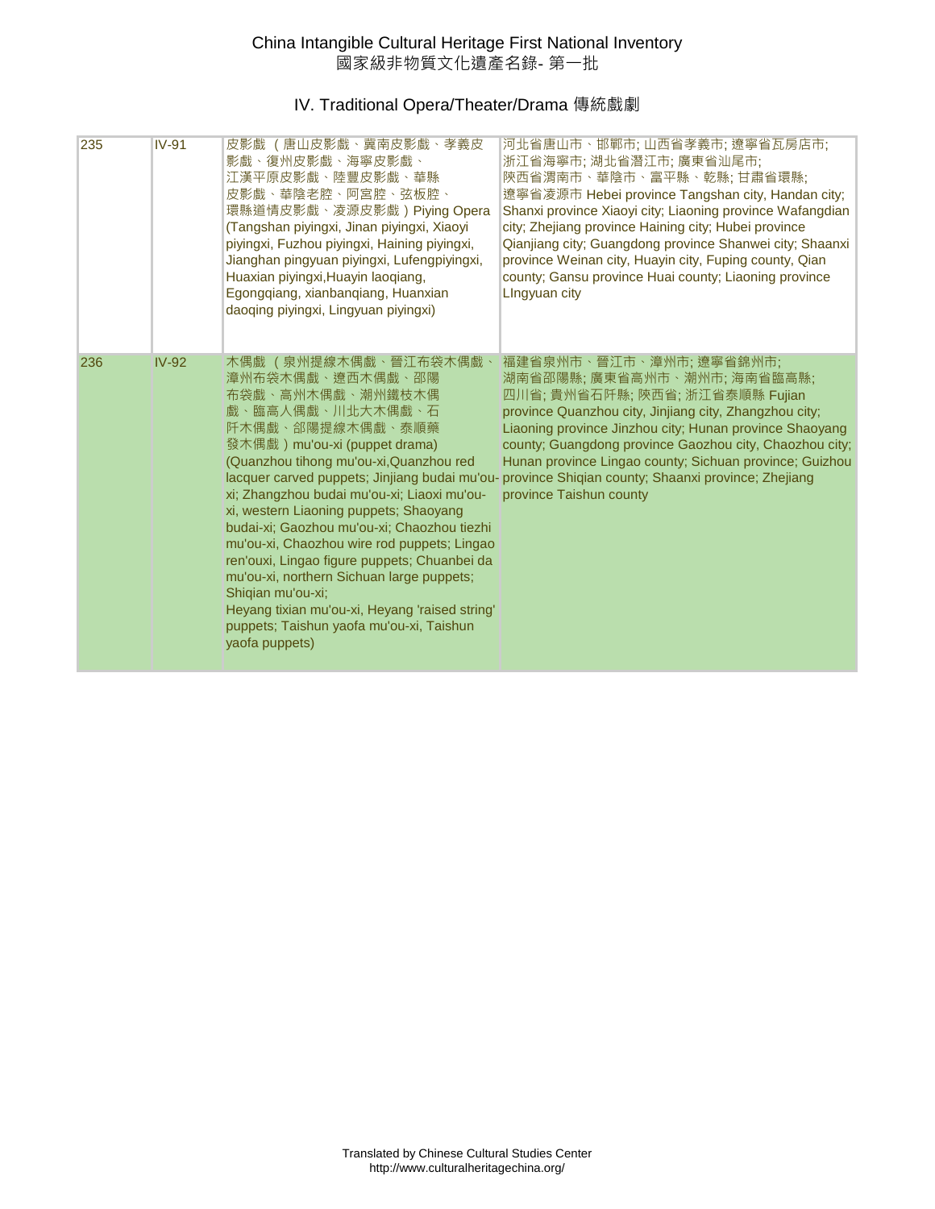# China Intangible Cultural Heritage First National Inventory
# 國家級非物質文化遺產名錄- 第一批

## IV. Traditional Opera/Theater/Drama 傳統戲劇

| | | | |
|---|---|---|---|
| 235 | IV-91 | 皮影戲 （唐山皮影戲、冀南皮影戲、孝義皮影戲、復州皮影戲、海寧皮影戲、江漢平原皮影戲、陸豐皮影戲、華縣皮影戲、華陰老腔、阿宮腔、弦板腔、環縣道情皮影戲、凌源皮影戲）Piying Opera (Tangshan piyingxi, Jinan piyingxi, Xiaoyi piyingxi, Fuzhou piyingxi, Haining piyingxi, Jianghan pingyuan piyingxi, Lufengpiyingxi, Huaxian piyingxi,Huayin laoqiang, Egongqiang, xianbanqiang, Huanxian daoqing piyingxi, Lingyuan piyingxi) | 河北省唐山市、邯鄲市; 山西省孝義市; 遼寧省瓦房店市; 浙江省海寧市; 湖北省潛江市; 廣東省汕尾市; 陝西省渭南市、華陰市、富平縣、乾縣; 甘肅省環縣; 遼寧省凌源市 Hebei province Tangshan city, Handan city; Shanxi province Xiaoyi city; Liaoning province Wafangdian city; Zhejiang province Haining city; Hubei province Qianjiang city; Guangdong province Shanwei city; Shaanxi province Weinan city, Huayin city, Fuping county, Qian county; Gansu province Huai county; Liaoning province LIngyuan city |
| 236 | IV-92 | 木偶戲 （泉州提線木偶戲、晉江布袋木偶戲、漳州布袋木偶戲、遼西木偶戲、邵陽布袋戲、高州木偶戲、潮州鐵枝木偶戲、臨高人偶戲、川北大木偶戲、石阡木偶戲、郃陽提線木偶戲、泰順藥發木偶戲）mu'ou-xi (puppet drama) (Quanzhou tihong mu'ou-xi,Quanzhou red lacquer carved puppets; Jinjiang budai mu'ou-xi; Zhangzhou budai mu'ou-xi; Liaoxi mu'ou-xi, western Liaoning puppets; Shaoyang budai-xi; Gaozhou mu'ou-xi; Chaozhou tiezhi mu'ou-xi, Chaozhou wire rod puppets; Lingao ren'ouxi, Lingao figure puppets; Chuanbei da mu'ou-xi, northern Sichuan large puppets; Shiqian mu'ou-xi; Heyang tixian mu'ou-xi, Heyang 'raised string' puppets; Taishun yaofa mu'ou-xi, Taishun yaofa puppets) | 福建省泉州市、晉江市、漳州市; 遼寧省錦州市; 湖南省邵陽縣; 廣東省高州市、潮州市; 海南省臨高縣; 四川省; 貴州省石阡縣; 陝西省; 浙江省泰順縣 Fujian province Quanzhou city, Jinjiang city, Zhangzhou city; Liaoning province Jinzhou city; Hunan province Shaoyang county; Guangdong province Gaozhou city, Chaozhou city; Hunan province Lingao county; Sichuan province; Guizhou province Shiqian county; Shaanxi province; Zhejiang province Taishun county |

Translated by Chinese Cultural Studies Center
http://www.culturalheritagechina.org/